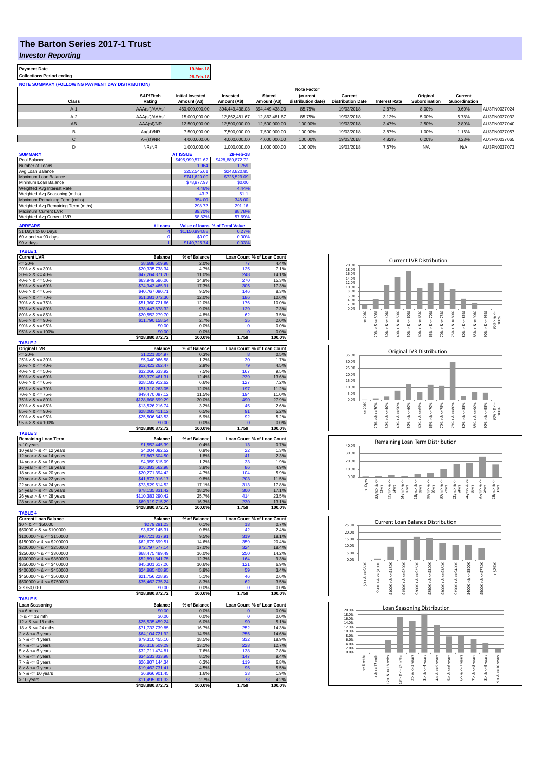# The Barton Series 2017-1 Trust

## *Investor Reporting*

| Payment Date | 19-Mar-18 |
|---|---|
| Collections Period ending | 28-Feb-18 |

**NOTE SUMMARY (FOLLOWING PAYMENT DAY DISTRIBUTION)**

| Class | S&P/Fitch Rating | Initial Invested Amount (A$) | Invested Amount (A$) | Stated Amount (A$) | Note Factor (current distribution date) | Current Distribution Date | Interest Rate | Original Subordination | Current Subordination | |
|---|---|---|---|---|---|---|---|---|---|---|
| A-1 | AAA(sf)/AAAsf | 460,000,000.00 | 394,449,438.03 | 394,449,438.03 | 85.75% | 19/03/2018 | 2.87% | 8.00% | 9.60% | AU3FN0037024 |
| A-2 | AAA(sf)/AAAsf | 15,000,000.00 | 12,862,481.67 | 12,862,481.67 | 85.75% | 19/03/2018 | 3.12% | 5.00% | 5.78% | AU3FN0037032 |
| AB | AAA(sf)/NR | 12,500,000.00 | 12,500,000.00 | 12,500,000.00 | 100.00% | 19/03/2018 | 3.47% | 2.50% | 2.89% | AU3FN0037040 |
| B | Aa(sf)/NR | 7,500,000.00 | 7,500,000.00 | 7,500,000.00 | 100.00% | 19/03/2018 | 3.87% | 1.00% | 1.16% | AU3FN0037057 |
| C | A+(sf)/NR | 4,000,000.00 | 4,000,000.00 | 4,000,000.00 | 100.00% | 19/03/2018 | 4.82% | 0.20% | 0.23% | AU3FN0037065 |
| D | NR/NR | 1,000,000.00 | 1,000,000.00 | 1,000,000.00 | 100.00% | 19/03/2018 | 7.57% | N/A | N/A | AU3FN0037073 |

| SUMMARY | AT ISSUE | 28-Feb-18 |
|---|---|---|
| Pool Balance | $495,999,571.62 | $428,880,872.72 |
| Number of Loans | 1,964 | 1,759 |
| Avg Loan Balance | $252,545.61 | $243,820.85 |
| Maximum Loan Balance | $741,620.09 | $725,529.09 |
| Minimum Loan Balance | $78,877.97 | $0.00 |
| Weighted Avg Interest Rate | 4.46% | 4.44% |
| Weighted Avg Seasoning (mths) | 43.2 | 51.1 |
| Maximum Remaining Term (mths) | 354.00 | 346.00 |
| Weighted Avg Remaining Term (mths) | 298.72 | 291.16 |
| Maximum Current LVR | 89.70% | 88.78% |
| Weighted Avg Current LVR | 58.82% | 57.69% |

| ARREARS | # Loans | Value of loans | % of Total Value |
|---|---|---|---|
| 31 Days to 60 Days | 4 | $1,150,994.88 | 0.27% |
| 60 > and <= 90 days | 0 | $0.00 | 0.00% |
| 90 > days | 1 | $140,725.74 | 0.03% |

**TABLE 1**

| Current LVR | Balance | % of Balance | Loan Count | % of Loan Count |
|---|---|---|---|---|
| <= 20% | $8,688,509.98 | 2.0% | 77 | 4.4% |
| 20% > & <= 30% | $20,335,738.34 | 4.7% | 125 | 7.1% |
| 30% > & <= 40% | $47,264,371.20 | 11.0% | 248 | 14.1% |
| 40% > & <= 50% | $63,949,586.06 | 14.9% | 270 | 15.3% |
| 50% > & <= 60% | $74,343,465.91 | 17.3% | 305 | 17.3% |
| 60% > & <= 65% | $40,767,090.71 | 9.5% | 146 | 8.3% |
| 65% > & <= 70% | $51,381,072.30 | 12.0% | 186 | 10.6% |
| 70% > & <= 75% | $51,360,721.66 | 12.0% | 176 | 10.0% |
| 75% > & <= 80% | $38,447,878.32 | 9.0% | 129 | 7.3% |
| 80% > & <= 85% | $20,552,279.70 | 4.8% | 62 | 3.5% |
| 85% > & <= 90% | $11,790,158.54 | 2.7% | 35 | 2.0% |
| 90% > & <= 95% | $0.00 | 0.0% | 0 | 0.0% |
| 95% > & <= 100% | $0.00 | 0.0% | 0 | 0.0% |
| | $428,880,872.72 | 100.0% | 1,759 | 100.0% |

**TABLE 2**

| Original LVR | Balance | % of Balance | Loan Count | % of Loan Count |
|---|---|---|---|---|
| <= 20% | $1,221,304.97 | 0.3% | 8 | 0.5% |
| 25% > & <= 30% | $5,040,966.58 | 1.2% | 30 | 1.7% |
| 30% > & <= 40% | $12,423,262.47 | 2.9% | 79 | 4.5% |
| 40% > & <= 50% | $32,066,633.92 | 7.5% | 167 | 9.5% |
| 50% > & <= 60% | $53,379,461.31 | 12.4% | 239 | 13.6% |
| 60% > & <= 65% | $28,183,912.62 | 6.6% | 127 | 7.2% |
| 65% > & <= 70% | $51,310,263.05 | 12.0% | 197 | 11.2% |
| 70% > & <= 75% | $49,470,097.12 | 11.5% | 194 | 11.0% |
| 75% > & <= 80% | $128,668,699.29 | 30.0% | 490 | 27.9% |
| 80% > & <= 85% | $13,526,216.74 | 3.2% | 45 | 2.6% |
| 85% > & <= 90% | $28,083,411.12 | 6.5% | 91 | 5.2% |
| 90% > & <= 95% | $25,506,643.53 | 5.9% | 92 | 5.2% |
| 95% > & <= 100% | $0.00 | 0.0% | 0 | 0.0% |
| | $428,880,872.72 | 100.0% | 1,759 | 100.0% |

**TABLE 3**

| Remaining Loan Term | Balance | % of Balance | Loan Count | % of Loan Count |
|---|---|---|---|---|
| < 10 years | $1,552,445.39 | 0.4% | 13 | 0.7% |
| 10 year > & <= 12 years | $4,004,082.52 | 0.9% | 22 | 1.3% |
| 12 year > & <= 14 years | $7,867,504.50 | 1.8% | 41 | 2.3% |
| 14 year > & <= 16 years | $4,959,515.09 | 1.2% | 33 | 1.9% |
| 16 year > & <= 18 years | $16,383,562.98 | 3.8% | 86 | 4.9% |
| 18 year > & <= 20 years | $20,271,394.42 | 4.7% | 104 | 5.9% |
| 20 year > & <= 22 years | $41,873,916.17 | 9.8% | 203 | 11.5% |
| 22 year > & <= 24 years | $73,529,614.52 | 17.1% | 313 | 17.8% |
| 24 year > & <= 26 years | $78,135,831.42 | 18.2% | 300 | 17.1% |
| 26 year > & <= 28 years | $110,383,290.42 | 25.7% | 414 | 23.5% |
| 28 year > & <= 30 years | $69,919,715.29 | 16.3% | 230 | 13.1% |
| | $428,880,872.72 | 100.0% | 1,759 | 100.0% |

**TABLE 4**

| Current Loan Balance | Balance | % of Balance | Loan Count | % of Loan Count |
|---|---|---|---|---|
| $0 > & <= $50000 | $279,291.23 | 0.1% | 13 | 0.7% |
| $50000 > & <= $100000 | $3,629,145.31 | 0.8% | 42 | 2.4% |
| $100000 > & <= $150000 | $40,721,837.91 | 9.5% | 319 | 18.1% |
| $150000 > & <= $200000 | $62,679,699.51 | 14.6% | 359 | 20.4% |
| $200000 > & <= $250000 | $72,797,577.14 | 17.0% | 324 | 18.4% |
| $250000 > & <= $300000 | $68,475,489.49 | 16.0% | 250 | 14.2% |
| $300000 > & <= $350000 | $52,891,841.75 | 12.3% | 164 | 9.3% |
| $350000 > & <= $400000 | $45,301,617.26 | 10.6% | 121 | 6.9% |
| $400000 > & <= $450000 | $24,885,408.95 | 5.8% | 59 | 3.4% |
| $450000 > & <= $500000 | $21,756,228.93 | 5.1% | 46 | 2.6% |
| $500000 > & <= $750000 | $35,462,735.24 | 8.3% | 62 | 3.5% |
| > $750,000 | $0.00 | 0.0% | 0 | 0.0% |
| | $428,880,872.72 | 100.0% | 1,759 | 100.0% |

**TABLE 5**

| Loan Seasoning | Balance | % of Balance | Loan Count | % of Loan Count |
|---|---|---|---|---|
| <= 6 mths | $0.00 | 0.0% | 0 | 0.0% |
| > & <= 12 mth | $0.00 | 0.0% | 0 | 0.0% |
| 12 > & <= 18 mths | $25,535,459.24 | 6.0% | 90 | 5.1% |
| 18 > & <= 24 mths | $71,733,739.85 | 16.7% | 252 | 14.3% |
| 2 > & <= 3 years | $64,104,721.92 | 14.9% | 256 | 14.6% |
| 3 > & <= 4 years | $79,310,455.10 | 18.5% | 332 | 18.9% |
| 4 > & <= 5 years | $56,318,509.29 | 13.1% | 223 | 12.7% |
| 5 > & <= 6 years | $32,711,474.81 | 7.6% | 138 | 7.8% |
| 6 > & <= 7 years | $34,533,833.98 | 8.1% | 147 | 8.4% |
| 7 > & <= 8 years | $26,807,144.34 | 6.3% | 119 | 6.8% |
| 8 > & <= 9 years | $19,462,731.41 | 4.5% | 96 | 5.5% |
| 9 > & <= 10 years | $6,866,901.45 | 1.6% | 33 | 1.9% |
| > 10 years | $11,495,901.33 | 2.7% | 73 | 4.2% |
| | $428,880,872.72 | 100.0% | 1,759 | 100.0% |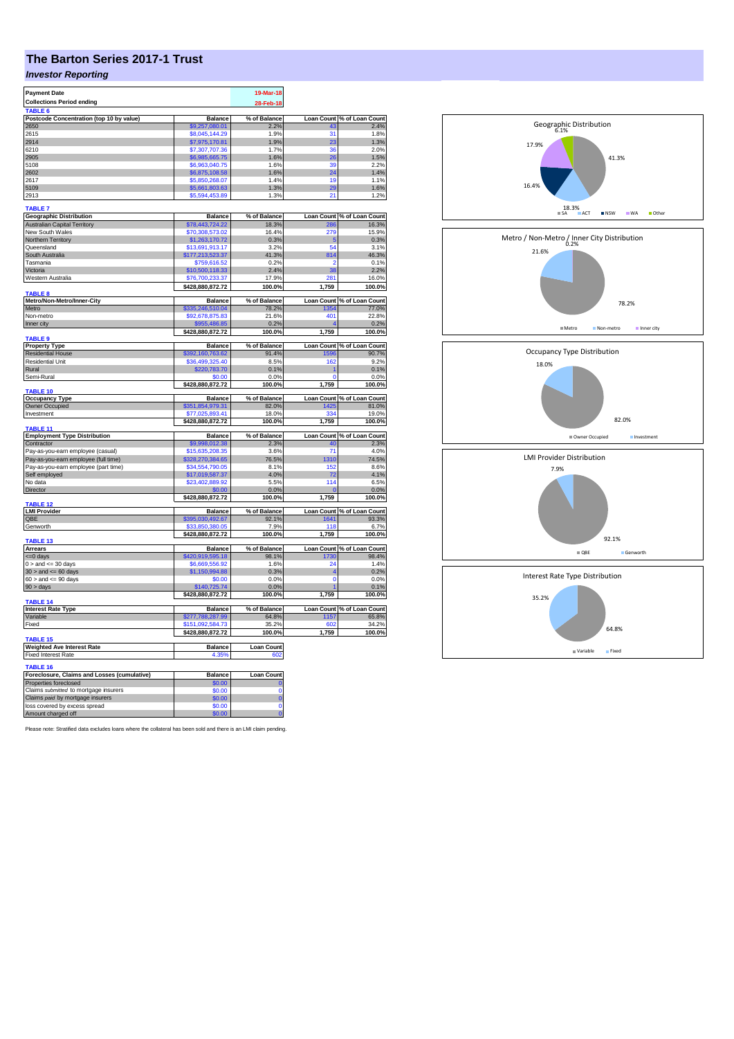# The Barton Series 2017-1 Trust

***Investor Reporting***

| | |
|---|---|
| **Payment Date** | 19-Mar-18 |
| **Collections Period ending** | 28-Feb-18 |

**TABLE 6**

| Postcode Concentration (top 10 by value) | Balance | % of Balance | Loan Count | % of Loan Count |
|---|---|---|---|---|
| 2650 | $9,257,080.01 | 2.2% | 43 | 2.4% |
| 2615 | $8,045,144.29 | 1.9% | 31 | 1.8% |
| 2914 | $7,975,170.81 | 1.9% | 23 | 1.3% |
| 6210 | $7,307,707.36 | 1.7% | 36 | 2.0% |
| 2905 | $6,985,665.75 | 1.6% | 26 | 1.5% |
| 5108 | $6,963,040.75 | 1.6% | 39 | 2.2% |
| 2602 | $6,875,108.58 | 1.6% | 24 | 1.4% |
| 2617 | $5,850,268.07 | 1.4% | 19 | 1.1% |
| 5109 | $5,661,803.63 | 1.3% | 29 | 1.6% |
| 2913 | $5,594,453.89 | 1.3% | 21 | 1.2% |

**TABLE 7**

| Geographic Distribution | Balance | % of Balance | Loan Count | % of Loan Count |
|---|---|---|---|---|
| Australian Capital Territory | $78,443,724.22 | 18.3% | 286 | 16.3% |
| New South Wales | $70,308,573.02 | 16.4% | 279 | 15.9% |
| Northern Territory | $1,263,170.72 | 0.3% | 5 | 0.3% |
| Queensland | $13,691,913.17 | 3.2% | 54 | 3.1% |
| South Australia | $177,213,523.37 | 41.3% | 814 | 46.3% |
| Tasmania | $759,616.52 | 0.2% | 2 | 0.1% |
| Victoria | $10,500,118.33 | 2.4% | 38 | 2.2% |
| Western Australia | $76,700,233.37 | 17.9% | 281 | 16.0% |
| | $428,880,872.72 | 100.0% | 1,759 | 100.0% |

**TABLE 8**

| Metro/Non-Metro/Inner-City | Balance | % of Balance | Loan Count | % of Loan Count |
|---|---|---|---|---|
| Metro | $335,246,510.04 | 78.2% | 1354 | 77.0% |
| Non-metro | $92,678,875.83 | 21.6% | 401 | 22.8% |
| Inner city | $955,486.85 | 0.2% | 4 | 0.2% |
| | $428,880,872.72 | 100.0% | 1,759 | 100.0% |

**TABLE 9**

| Property Type | Balance | % of Balance | Loan Count | % of Loan Count |
|---|---|---|---|---|
| Residential House | $392,160,763.62 | 91.4% | 1596 | 90.7% |
| Residential Unit | $36,499,325.40 | 8.5% | 162 | 9.2% |
| Rural | $220,783.70 | 0.1% | 1 | 0.1% |
| Semi-Rural | $0.00 | 0.0% | 0 | 0.0% |
| | $428,880,872.72 | 100.0% | 1,759 | 100.0% |

**TABLE 10**

| Occupancy Type | Balance | % of Balance | Loan Count | % of Loan Count |
|---|---|---|---|---|
| Owner Occupied | $351,854,979.31 | 82.0% | 1425 | 81.0% |
| Investment | $77,025,893.41 | 18.0% | 334 | 19.0% |
| | $428,880,872.72 | 100.0% | 1,759 | 100.0% |

**TABLE 11**

| Employment Type Distribution | Balance | % of Balance | Loan Count | % of Loan Count |
|---|---|---|---|---|
| Contractor | $9,998,012.38 | 2.3% | 40 | 2.3% |
| Pay-as-you-earn employee (casual) | $15,635,208.35 | 3.6% | 71 | 4.0% |
| Pay-as-you-earn employee (full time) | $328,270,384.65 | 76.5% | 1310 | 74.5% |
| Pay-as-you-earn employee (part time) | $34,554,790.05 | 8.1% | 152 | 8.6% |
| Self employed | $17,019,587.37 | 4.0% | 72 | 4.1% |
| No data | $23,402,889.92 | 5.5% | 114 | 6.5% |
| Director | $0.00 | 0.0% | 0 | 0.0% |
| | $428,880,872.72 | 100.0% | 1,759 | 100.0% |

**TABLE 12**

| LMI Provider | Balance | % of Balance | Loan Count | % of Loan Count |
|---|---|---|---|---|
| QBE | $395,030,492.67 | 92.1% | 1641 | 93.3% |
| Genworth | $33,850,380.05 | 7.9% | 118 | 6.7% |
| | $428,880,872.72 | 100.0% | 1,759 | 100.0% |

**TABLE 13**

| Arrears | Balance | % of Balance | Loan Count | % of Loan Count |
|---|---|---|---|---|
| <=0 days | $420,919,595.18 | 98.1% | 1730 | 98.4% |
| 0 > and <= 30 days | $6,669,556.92 | 1.6% | 24 | 1.4% |
| 30 > and <= 60 days | $1,150,994.88 | 0.3% | 4 | 0.2% |
| 60 > and <= 90 days | $0.00 | 0.0% | 0 | 0.0% |
| 90 > days | $140,725.74 | 0.0% | 1 | 0.1% |
| | $428,880,872.72 | 100.0% | 1,759 | 100.0% |

**TABLE 14**

| Interest Rate Type | Balance | % of Balance | Loan Count | % of Loan Count |
|---|---|---|---|---|
| Variable | $277,788,287.99 | 64.8% | 1157 | 65.8% |
| Fixed | $151,092,584.73 | 35.2% | 602 | 34.2% |
| | $428,880,872.72 | 100.0% | 1,759 | 100.0% |

**TABLE 15**

| Weighted Ave Interest Rate | Balance | Loan Count |
|---|---|---|
| Fixed Interest Rate | 4.35% | 602 |

**TABLE 16**

| Foreclosure, Claims and Losses (cumulative) | Balance | Loan Count |
|---|---|---|
| Properties foreclosed | $0.00 | 0 |
| Claims *submitted* to mortgage insurers | $0.00 | 0 |
| Claims *paid* by mortgage insurers | $0.00 | 0 |
| loss covered by excess spread | $0.00 | 0 |
| Amount charged off | $0.00 | 0 |

Please note: Stratified data excludes loans where the collateral has been sold and there is an LMI claim pending.

**Geographic Distribution**

SA 41.3%, ACT 18.3%, NSW 16.4%, WA 17.9%, Other 6.1%

**Metro / Non-Metro / Inner City Distribution**

Metro 78.2%, Non-metro 21.6%, Inner city 0.2%

**Occupancy Type Distribution**

Owner Occupied 82.0%, Investment 18.0%

**LMI Provider Distribution**

QBE 92.1%, Genworth 7.9%

**Interest Rate Type Distribution**

Variable 64.8%, Fixed 35.2%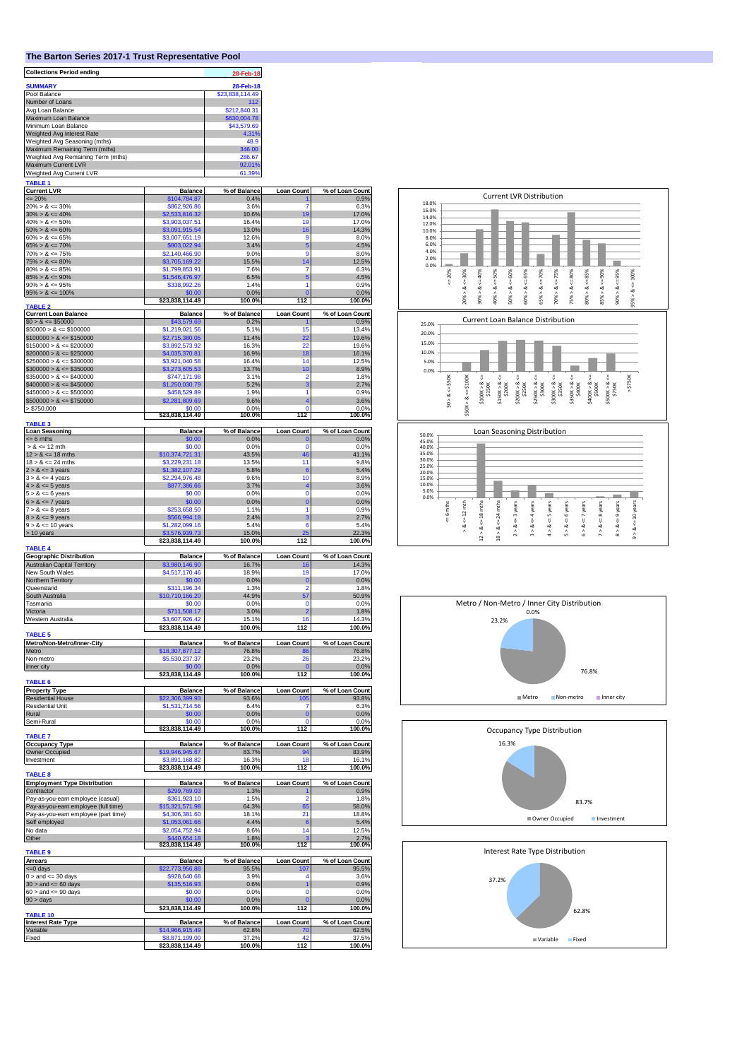# The Barton Series 2017-1 Trust Representative Pool

| Collections Period ending | 28-Feb-18 |
|---|---|

| SUMMARY | 28-Feb-18 |
|---|---|
| Pool Balance | $23,838,114.49 |
| Number of Loans | 112 |
| Avg Loan Balance | $212,840.31 |
| Maximum Loan Balance | $630,004.78 |
| Minimum Loan Balance | $43,579.69 |
| Weighted Avg Interest Rate | 4.31% |
| Weighted Avg Seasoning (mths) | 48.9 |
| Maximum Remaining Term (mths) | 346.00 |
| Weighted Avg Remaining Term (mths) | 286.67 |
| Maximum Current LVR | 92.01% |
| Weighted Avg Current LVR | 61.39% |

**TABLE 1**

| Current LVR | Balance | % of Balance | Loan Count | % of Loan Count |
|---|---|---|---|---|
| <= 20% | $104,784.87 | 0.4% | 1 | 0.9% |
| 20% > & <= 30% | $862,926.86 | 3.6% | 7 | 6.3% |
| 30% > & <= 40% | $2,533,816.32 | 10.6% | 19 | 17.0% |
| 40% > & <= 50% | $3,903,037.51 | 16.4% | 19 | 17.0% |
| 50% > & <= 60% | $3,091,915.54 | 13.0% | 16 | 14.3% |
| 60% > & <= 65% | $3,007,651.19 | 12.6% | 9 | 8.0% |
| 65% > & <= 70% | $803,022.94 | 3.4% | 5 | 4.5% |
| 70% > & <= 75% | $2,140,466.90 | 9.0% | 9 | 8.0% |
| 75% > & <= 80% | $3,705,169.22 | 15.5% | 14 | 12.5% |
| 80% > & <= 85% | $1,799,853.91 | 7.6% | 7 | 6.3% |
| 85% > & <= 90% | $1,546,476.97 | 6.5% | 5 | 4.5% |
| 90% > & <= 95% | $338,992.26 | 1.4% | 1 | 0.9% |
| 95% > & <= 100% | $0.00 | 0.0% | 0 | 0.0% |
| | $23,838,114.49 | 100.0% | 112 | 100.0% |

**TABLE 2**

| Current Loan Balance | Balance | % of Balance | Loan Count | % of Loan Count |
|---|---|---|---|---|
| $0 > & <= $50000 | $43,579.69 | 0.2% | 1 | 0.9% |
| $50000 > & <= $100000 | $1,219,021.56 | 5.1% | 15 | 13.4% |
| $100000 > & <= $150000 | $2,715,380.05 | 11.4% | 22 | 19.6% |
| $150000 > & <= $200000 | $3,892,573.92 | 16.3% | 22 | 19.6% |
| $200000 > & <= $250000 | $4,035,370.81 | 16.9% | 18 | 16.1% |
| $250000 > & <= $300000 | $3,921,040.58 | 16.4% | 14 | 12.5% |
| $300000 > & <= $350000 | $3,273,605.53 | 13.7% | 10 | 8.9% |
| $350000 > & <= $400000 | $747,171.98 | 3.1% | 2 | 1.8% |
| $400000 > & <= $450000 | $1,250,030.79 | 5.2% | 3 | 2.7% |
| $450000 > & <= $500000 | $458,529.89 | 1.9% | 1 | 0.9% |
| $500000 > & <= $750000 | $2,281,809.69 | 9.6% | 4 | 3.6% |
| > $750,000 | $0.00 | 0.0% | 0 | 0.0% |
| | $23,838,114.49 | 100.0% | 112 | 100.0% |

**TABLE 3**

| Loan Seasoning | Balance | % of Balance | Loan Count | % of Loan Count |
|---|---|---|---|---|
| <= 6 mths | $0.00 | 0.0% | 0 | 0.0% |
| > & <= 12 mth | $0.00 | 0.0% | 0 | 0.0% |
| 12 > & <= 18 mths | $10,374,721.31 | 43.5% | 46 | 41.1% |
| 18 > & <= 24 mths | $3,229,231.18 | 13.5% | 11 | 9.8% |
| 2 > & <= 3 years | $1,382,107.29 | 5.8% | 6 | 5.4% |
| 3 > & <= 4 years | $2,294,976.48 | 9.6% | 10 | 8.9% |
| 4 > & <= 5 years | $877,386.66 | 3.7% | 4 | 3.6% |
| 5 > & <= 6 years | $0.00 | 0.0% | 0 | 0.0% |
| 6 > & <= 7 years | $0.00 | 0.0% | 0 | 0.0% |
| 7 > & <= 8 years | $253,658.50 | 1.1% | 1 | 0.9% |
| 8 > & <= 9 years | $566,994.18 | 2.4% | 3 | 2.7% |
| 9 > & <= 10 years | $1,282,099.16 | 5.4% | 6 | 5.4% |
| > 10 years | $3,576,939.73 | 15.0% | 25 | 22.3% |
| | $23,838,114.49 | 100.0% | 112 | 100.0% |

**TABLE 4**

| Geographic Distribution | Balance | % of Balance | Loan Count | % of Loan Count |
|---|---|---|---|---|
| Australian Capital Territory | $3,980,146.90 | 16.7% | 16 | 14.3% |
| New South Wales | $4,517,170.46 | 18.9% | 19 | 17.0% |
| Northern Territory | $0.00 | 0.0% | 0 | 0.0% |
| Queensland | $311,196.34 | 1.3% | 2 | 1.8% |
| South Australia | $10,710,166.20 | 44.9% | 57 | 50.9% |
| Tasmania | $0.00 | 0.0% | 0 | 0.0% |
| Victoria | $711,508.17 | 3.0% | 2 | 1.8% |
| Western Australia | $3,607,926.42 | 15.1% | 16 | 14.3% |
| | $23,838,114.49 | 100.0% | 112 | 100.0% |

**TABLE 5**

| Metro/Non-Metro/Inner-City | Balance | % of Balance | Loan Count | % of Loan Count |
|---|---|---|---|---|
| Metro | $18,307,877.12 | 76.8% | 86 | 76.8% |
| Non-metro | $5,530,237.37 | 23.2% | 26 | 23.2% |
| Inner city | $0.00 | 0.0% | 0 | 0.0% |
| | $23,838,114.49 | 100.0% | 112 | 100.0% |

**TABLE 6**

| Property Type | Balance | % of Balance | Loan Count | % of Loan Count |
|---|---|---|---|---|
| Residential House | $22,306,399.93 | 93.6% | 105 | 93.8% |
| Residential Unit | $1,531,714.56 | 6.4% | 7 | 6.3% |
| Rural | $0.00 | 0.0% | 0 | 0.0% |
| Semi-Rural | $0.00 | 0.0% | 0 | 0.0% |
| | $23,838,114.49 | 100.0% | 112 | 100.0% |

**TABLE 7**

| Occupancy Type | Balance | % of Balance | Loan Count | % of Loan Count |
|---|---|---|---|---|
| Owner Occupied | $19,946,945.67 | 83.7% | 94 | 83.9% |
| Investment | $3,891,168.82 | 16.3% | 18 | 16.1% |
| | $23,838,114.49 | 100.0% | 112 | 100.0% |

**TABLE 8**

| Employment Type Distribution | Balance | % of Balance | Loan Count | % of Loan Count |
|---|---|---|---|---|
| Contractor | $299,769.03 | 1.3% | 1 | 0.9% |
| Pay-as-you-earn employee (casual) | $361,923.10 | 1.5% | 2 | 1.8% |
| Pay-as-you-earn employee (full time) | $15,321,571.98 | 64.3% | 65 | 58.0% |
| Pay-as-you-earn employee (part time) | $4,306,381.60 | 18.1% | 21 | 18.8% |
| Self employed | $1,053,061.66 | 4.4% | 6 | 5.4% |
| No data | $2,054,752.94 | 8.6% | 14 | 12.5% |
| Other | $440,654.18 | 1.8% | 3 | 2.7% |
| | $23,838,114.49 | 100.0% | 112 | 100.0% |

**TABLE 9**

| Arrears | Balance | % of Balance | Loan Count | % of Loan Count |
|---|---|---|---|---|
| <=0 days | $22,773,956.88 | 95.5% | 107 | 95.5% |
| 0 > and <= 30 days | $928,640.68 | 3.9% | 4 | 3.6% |
| 30 > and <= 60 days | $135,516.93 | 0.6% | 1 | 0.9% |
| 60 > and <= 90 days | $0.00 | 0.0% | 0 | 0.0% |
| 90 > days | $0.00 | 0.0% | 0 | 0.0% |
| | $23,838,114.49 | 100.0% | 112 | 100.0% |

**TABLE 10**

| Interest Rate Type | Balance | % of Balance | Loan Count | % of Loan Count |
|---|---|---|---|---|
| Variable | $14,966,915.49 | 62.8% | 70 | 62.5% |
| Fixed | $8,871,199.00 | 37.2% | 42 | 37.5% |
| | $23,838,114.49 | 100.0% | 112 | 100.0% |

Current LVR Distribution

18.0%
16.0%
14.0%
12.0%
10.0%
8.0%
6.0%
4.0%
2.0%
0.0%

<= 20%
20% > & <= 30%
30% > & <= 40%
40% > & <= 50%
50% > & <= 60%
60% > & <= 65%
65% > & <= 70%
70% > & <= 75%
75% > & <= 80%
80% > & <= 85%
85% > & <= 90%
90% > & <= 95%
95% > & <= 100%

Current Loan Balance Distribution

25.0%
20.0%
15.0%
10.0%
5.0%
0.0%

$0 > & <= $50K
$50K > & <= $100K
$100K > & <= $150K
$150K > & <= $200K
$200K > & <= $250K
$250K > & <= $300K
$300K > & <= $350K
$350K > & <= $400K
$400K > & <= $500K
$500K > & <= $750K
> $750K

Loan Seasoning Distribution

50.0%
45.0%
40.0%
35.0%
30.0%
25.0%
20.0%
15.0%
10.0%
5.0%
0.0%

<= 6 mths
> & <= 12 mth
12 > & <= 18 mths
18 > & <= 24 mths
2 > & <= 3 years
3 > & <= 4 years
4 > & <= 5 years
5 > & <= 6 years
6 > & <= 7 years
7 > & <= 8 years
8 > & <= 9 years
9 > & <= 10 years

Metro / Non-Metro / Inner City Distribution

0.0%
23.2%
76.8%

Metro
Non-metro
Inner city

Occupancy Type Distribution

16.3%
83.7%

Owner Occupied
Investment

Interest Rate Type Distribution

37.2%
62.8%

Variable
Fixed